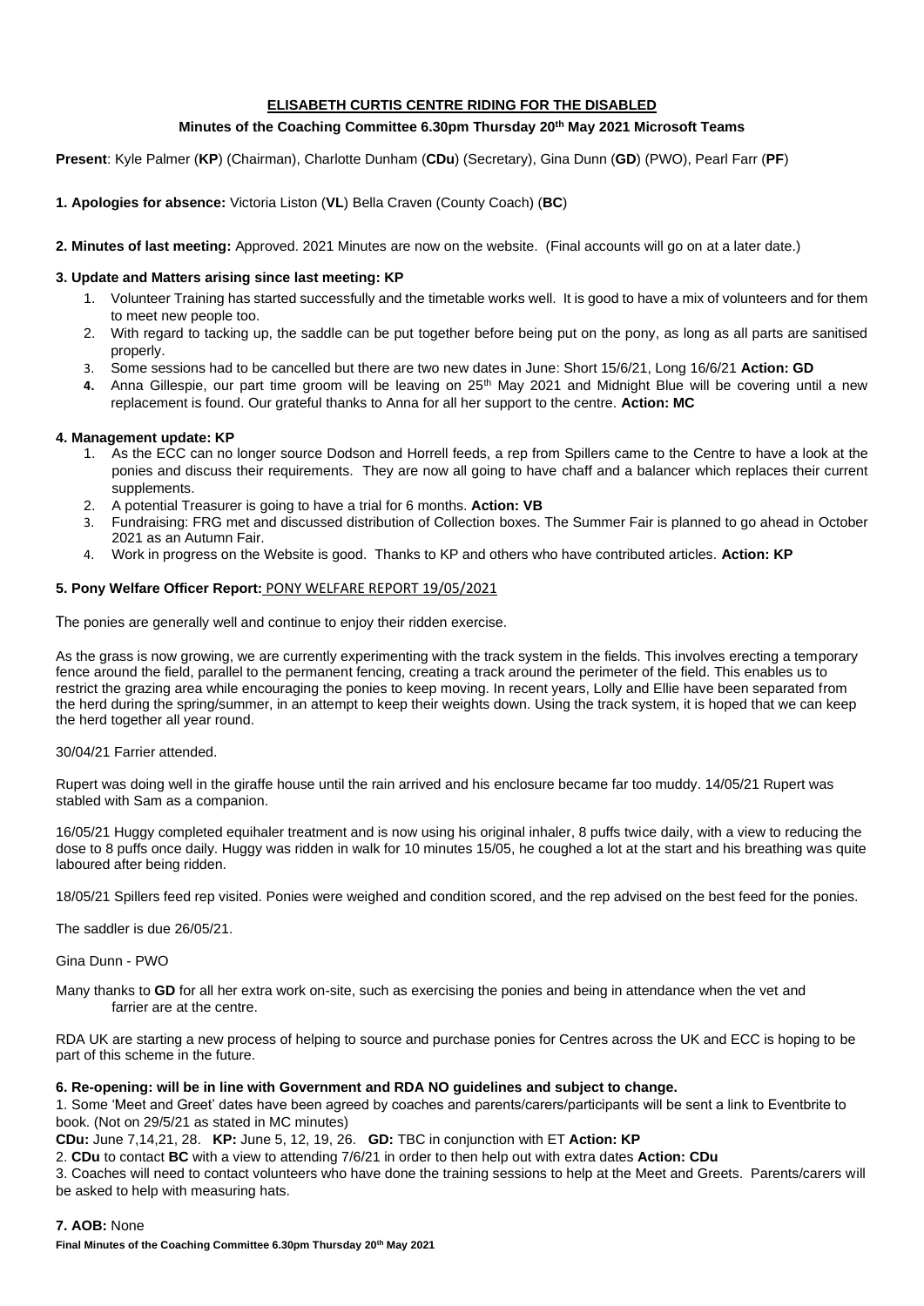# ELISABETH CURTIS CENTRE RIDING FOR THE DISABLED

**Minutes of the Coaching Committee 6.30pm Thursday 20th May 2021 Microsoft Teams**

**Present**: Kyle Palmer (**KP**) (Chairman), Charlotte Dunham (**CDu**) (Secretary), Gina Dunn (**GD**) (PWO), Pearl Farr (**PF**)

**1. Apologies for absence:** Victoria Liston (**VL**) Bella Craven (County Coach) (**BC**)

**2. Minutes of last meeting:** Approved. 2021 Minutes are now on the website. (Final accounts will go on at a later date.)

**3. Update and Matters arising since last meeting: KP**

1. Volunteer Training has started successfully and the timetable works well. It is good to have a mix of volunteers and for them to meet new people too.
2. With regard to tacking up, the saddle can be put together before being put on the pony, as long as all parts are sanitised properly.
3. Some sessions had to be cancelled but there are two new dates in June: Short 15/6/21, Long 16/6/21 **Action: GD**
4. Anna Gillespie, our part time groom will be leaving on 25th May 2021 and Midnight Blue will be covering until a new replacement is found. Our grateful thanks to Anna for all her support to the centre. **Action: MC**

**4. Management update: KP**

1. As the ECC can no longer source Dodson and Horrell feeds, a rep from Spillers came to the Centre to have a look at the ponies and discuss their requirements. They are now all going to have chaff and a balancer which replaces their current supplements.
2. A potential Treasurer is going to have a trial for 6 months. **Action: VB**
3. Fundraising: FRG met and discussed distribution of Collection boxes. The Summer Fair is planned to go ahead in October 2021 as an Autumn Fair.
4. Work in progress on the Website is good. Thanks to KP and others who have contributed articles. **Action: KP**

**5. Pony Welfare Officer Report:** PONY WELFARE REPORT 19/05/2021

The ponies are generally well and continue to enjoy their ridden exercise.

As the grass is now growing, we are currently experimenting with the track system in the fields. This involves erecting a temporary fence around the field, parallel to the permanent fencing, creating a track around the perimeter of the field. This enables us to restrict the grazing area while encouraging the ponies to keep moving. In recent years, Lolly and Ellie have been separated from the herd during the spring/summer, in an attempt to keep their weights down. Using the track system, it is hoped that we can keep the herd together all year round.

30/04/21 Farrier attended.

Rupert was doing well in the giraffe house until the rain arrived and his enclosure became far too muddy. 14/05/21 Rupert was stabled with Sam as a companion.

16/05/21 Huggy completed equihaler treatment and is now using his original inhaler, 8 puffs twice daily, with a view to reducing the dose to 8 puffs once daily. Huggy was ridden in walk for 10 minutes 15/05, he coughed a lot at the start and his breathing was quite laboured after being ridden.

18/05/21 Spillers feed rep visited. Ponies were weighed and condition scored, and the rep advised on the best feed for the ponies.

The saddler is due 26/05/21.

Gina Dunn - PWO

Many thanks to **GD** for all her extra work on-site, such as exercising the ponies and being in attendance when the vet and farrier are at the centre.

RDA UK are starting a new process of helping to source and purchase ponies for Centres across the UK and ECC is hoping to be part of this scheme in the future.

**6. Re-opening: will be in line with Government and RDA NO guidelines and subject to change.**

1. Some 'Meet and Greet' dates have been agreed by coaches and parents/carers/participants will be sent a link to Eventbrite to book. (Not on 29/5/21 as stated in MC minutes)

**CDu:** June 7,14,21, 28. **KP:** June 5, 12, 19, 26. **GD:** TBC in conjunction with ET **Action: KP**

2. **CDu** to contact **BC** with a view to attending 7/6/21 in order to then help out with extra dates **Action: CDu**

3. Coaches will need to contact volunteers who have done the training sessions to help at the Meet and Greets. Parents/carers will be asked to help with measuring hats.

**7. AOB:** None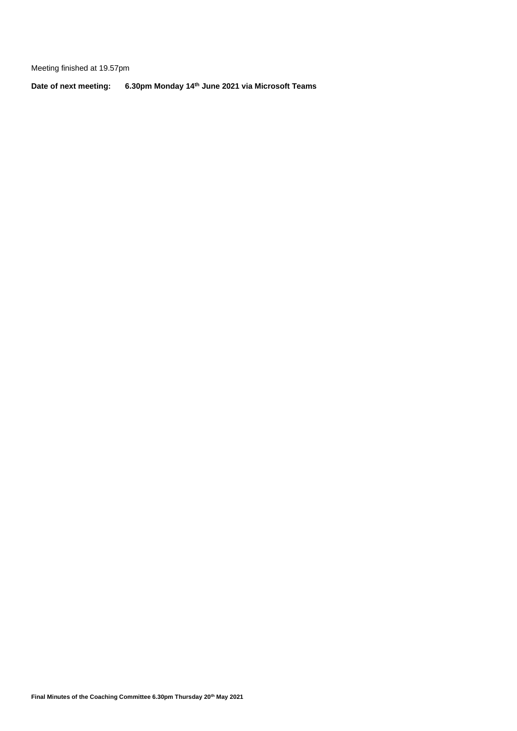Meeting finished at 19.57pm

**Date of next meeting: 6.30pm Monday 14th June 2021 via Microsoft Teams**